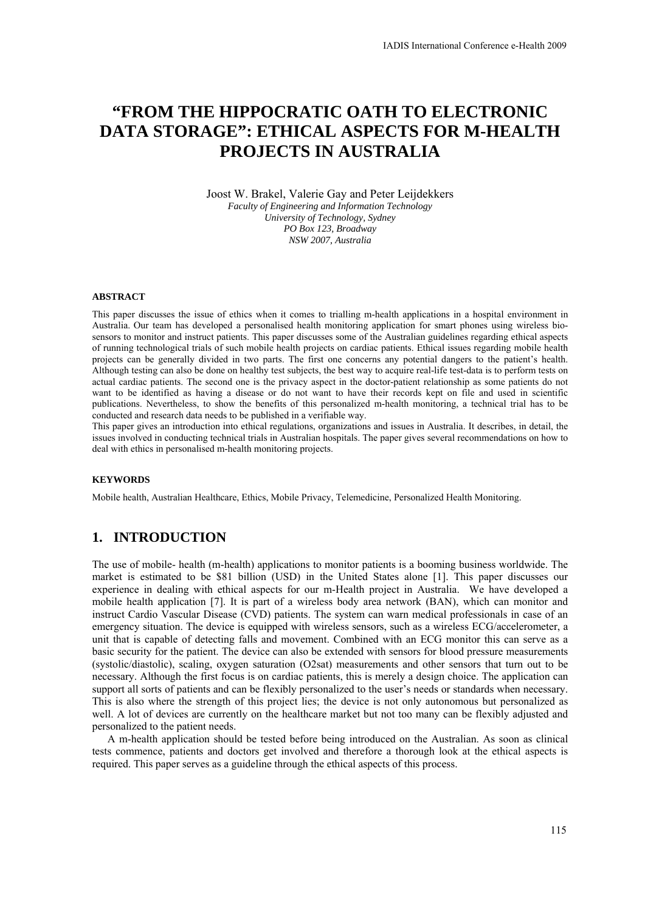# "FROM THE HIPPOCRATIC OATH TO ELECTRONIC DATA STORAGE": ETHICAL ASPECTS FOR M-HEALTH PROJECTS IN AUSTRALIA

Joost W. Brakel, Valerie Gay and Peter Leijdekkers

*Faculty of Engineering and Information Technology*
*University of Technology, Sydney*
*PO Box 123, Broadway*
*NSW 2007, Australia*

#### ABSTRACT

This paper discusses the issue of ethics when it comes to trialling m-health applications in a hospital environment in Australia. Our team has developed a personalised health monitoring application for smart phones using wireless bio-sensors to monitor and instruct patients. This paper discusses some of the Australian guidelines regarding ethical aspects of running technological trials of such mobile health projects on cardiac patients. Ethical issues regarding mobile health projects can be generally divided in two parts. The first one concerns any potential dangers to the patient's health. Although testing can also be done on healthy test subjects, the best way to acquire real-life test-data is to perform tests on actual cardiac patients. The second one is the privacy aspect in the doctor-patient relationship as some patients do not want to be identified as having a disease or do not want to have their records kept on file and used in scientific publications. Nevertheless, to show the benefits of this personalized m-health monitoring, a technical trial has to be conducted and research data needs to be published in a verifiable way.

This paper gives an introduction into ethical regulations, organizations and issues in Australia. It describes, in detail, the issues involved in conducting technical trials in Australian hospitals. The paper gives several recommendations on how to deal with ethics in personalised m-health monitoring projects.

#### KEYWORDS

Mobile health, Australian Healthcare, Ethics, Mobile Privacy, Telemedicine, Personalized Health Monitoring.

## 1. INTRODUCTION

The use of mobile- health (m-health) applications to monitor patients is a booming business worldwide. The market is estimated to be \$81 billion (USD) in the United States alone [1]. This paper discusses our experience in dealing with ethical aspects for our m-Health project in Australia. We have developed a mobile health application [7]. It is part of a wireless body area network (BAN), which can monitor and instruct Cardio Vascular Disease (CVD) patients. The system can warn medical professionals in case of an emergency situation. The device is equipped with wireless sensors, such as a wireless ECG/accelerometer, a unit that is capable of detecting falls and movement. Combined with an ECG monitor this can serve as a basic security for the patient. The device can also be extended with sensors for blood pressure measurements (systolic/diastolic), scaling, oxygen saturation (O2sat) measurements and other sensors that turn out to be necessary. Although the first focus is on cardiac patients, this is merely a design choice. The application can support all sorts of patients and can be flexibly personalized to the user's needs or standards when necessary. This is also where the strength of this project lies; the device is not only autonomous but personalized as well. A lot of devices are currently on the healthcare market but not too many can be flexibly adjusted and personalized to the patient needs.

A m-health application should be tested before being introduced on the Australian. As soon as clinical tests commence, patients and doctors get involved and therefore a thorough look at the ethical aspects is required. This paper serves as a guideline through the ethical aspects of this process.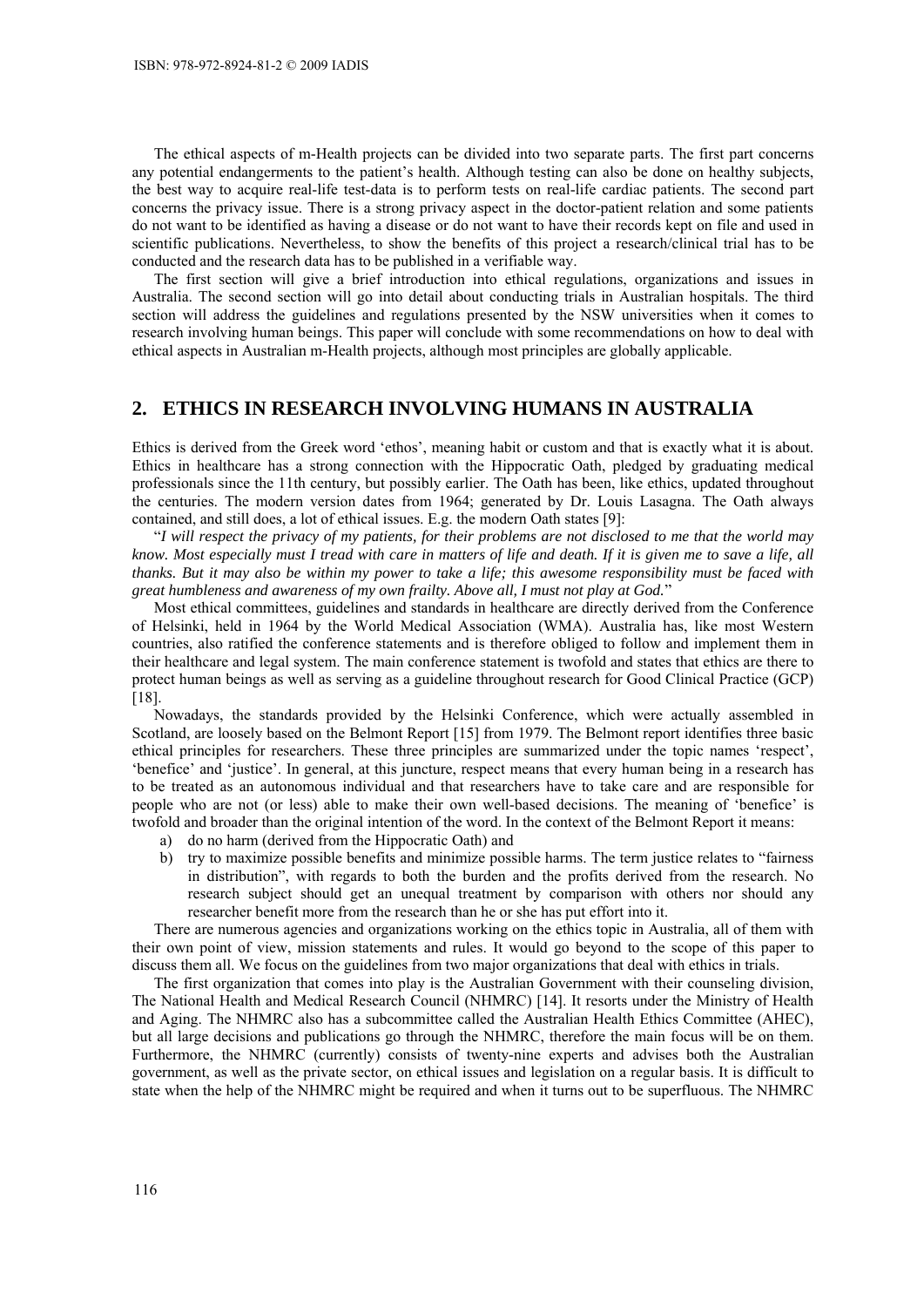The ethical aspects of m-Health projects can be divided into two separate parts. The first part concerns any potential endangerments to the patient's health. Although testing can also be done on healthy subjects, the best way to acquire real-life test-data is to perform tests on real-life cardiac patients. The second part concerns the privacy issue. There is a strong privacy aspect in the doctor-patient relation and some patients do not want to be identified as having a disease or do not want to have their records kept on file and used in scientific publications. Nevertheless, to show the benefits of this project a research/clinical trial has to be conducted and the research data has to be published in a verifiable way.

The first section will give a brief introduction into ethical regulations, organizations and issues in Australia. The second section will go into detail about conducting trials in Australian hospitals. The third section will address the guidelines and regulations presented by the NSW universities when it comes to research involving human beings. This paper will conclude with some recommendations on how to deal with ethical aspects in Australian m-Health projects, although most principles are globally applicable.

## 2. ETHICS IN RESEARCH INVOLVING HUMANS IN AUSTRALIA

Ethics is derived from the Greek word 'ethos', meaning habit or custom and that is exactly what it is about. Ethics in healthcare has a strong connection with the Hippocratic Oath, pledged by graduating medical professionals since the 11th century, but possibly earlier. The Oath has been, like ethics, updated throughout the centuries. The modern version dates from 1964; generated by Dr. Louis Lasagna. The Oath always contained, and still does, a lot of ethical issues. E.g. the modern Oath states [9]:

"*I will respect the privacy of my patients, for their problems are not disclosed to me that the world may know. Most especially must I tread with care in matters of life and death. If it is given me to save a life, all thanks. But it may also be within my power to take a life; this awesome responsibility must be faced with great humbleness and awareness of my own frailty. Above all, I must not play at God.*"

Most ethical committees, guidelines and standards in healthcare are directly derived from the Conference of Helsinki, held in 1964 by the World Medical Association (WMA). Australia has, like most Western countries, also ratified the conference statements and is therefore obliged to follow and implement them in their healthcare and legal system. The main conference statement is twofold and states that ethics are there to protect human beings as well as serving as a guideline throughout research for Good Clinical Practice (GCP) [18].

Nowadays, the standards provided by the Helsinki Conference, which were actually assembled in Scotland, are loosely based on the Belmont Report [15] from 1979. The Belmont report identifies three basic ethical principles for researchers. These three principles are summarized under the topic names 'respect', 'benefice' and 'justice'. In general, at this juncture, respect means that every human being in a research has to be treated as an autonomous individual and that researchers have to take care and are responsible for people who are not (or less) able to make their own well-based decisions. The meaning of 'benefice' is twofold and broader than the original intention of the word. In the context of the Belmont Report it means:

a) do no harm (derived from the Hippocratic Oath) and
b) try to maximize possible benefits and minimize possible harms. The term justice relates to "fairness in distribution", with regards to both the burden and the profits derived from the research. No research subject should get an unequal treatment by comparison with others nor should any researcher benefit more from the research than he or she has put effort into it.

There are numerous agencies and organizations working on the ethics topic in Australia, all of them with their own point of view, mission statements and rules. It would go beyond to the scope of this paper to discuss them all. We focus on the guidelines from two major organizations that deal with ethics in trials.

The first organization that comes into play is the Australian Government with their counseling division, The National Health and Medical Research Council (NHMRC) [14]. It resorts under the Ministry of Health and Aging. The NHMRC also has a subcommittee called the Australian Health Ethics Committee (AHEC), but all large decisions and publications go through the NHMRC, therefore the main focus will be on them. Furthermore, the NHMRC (currently) consists of twenty-nine experts and advises both the Australian government, as well as the private sector, on ethical issues and legislation on a regular basis. It is difficult to state when the help of the NHMRC might be required and when it turns out to be superfluous. The NHMRC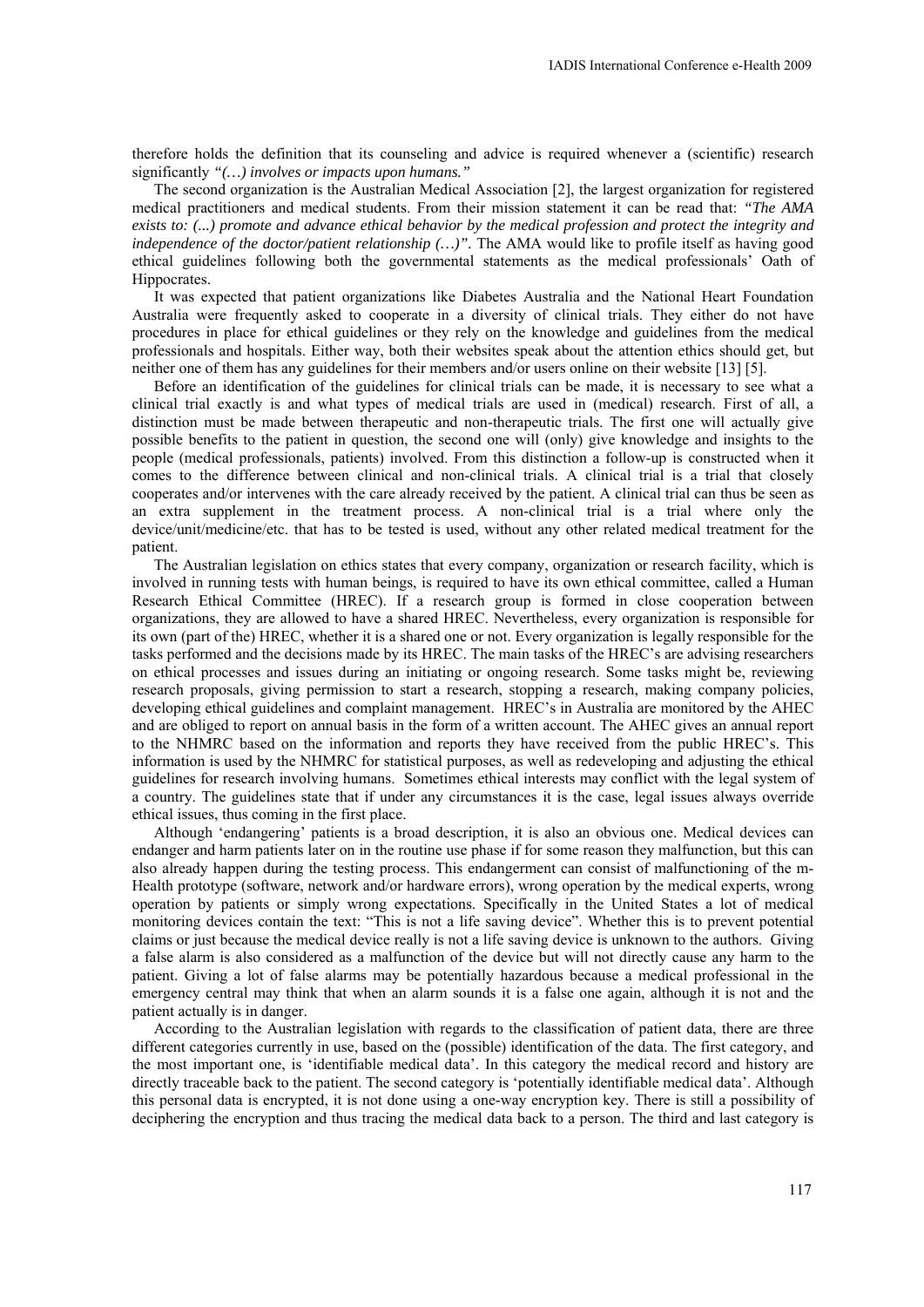therefore holds the definition that its counseling and advice is required whenever a (scientific) research significantly *"(…) involves or impacts upon humans."*

The second organization is the Australian Medical Association [2], the largest organization for registered medical practitioners and medical students. From their mission statement it can be read that: *"The AMA exists to: (...) promote and advance ethical behavior by the medical profession and protect the integrity and independence of the doctor/patient relationship (…)"*. The AMA would like to profile itself as having good ethical guidelines following both the governmental statements as the medical professionals' Oath of Hippocrates.

It was expected that patient organizations like Diabetes Australia and the National Heart Foundation Australia were frequently asked to cooperate in a diversity of clinical trials. They either do not have procedures in place for ethical guidelines or they rely on the knowledge and guidelines from the medical professionals and hospitals. Either way, both their websites speak about the attention ethics should get, but neither one of them has any guidelines for their members and/or users online on their website [13] [5].

Before an identification of the guidelines for clinical trials can be made, it is necessary to see what a clinical trial exactly is and what types of medical trials are used in (medical) research. First of all, a distinction must be made between therapeutic and non-therapeutic trials. The first one will actually give possible benefits to the patient in question, the second one will (only) give knowledge and insights to the people (medical professionals, patients) involved. From this distinction a follow-up is constructed when it comes to the difference between clinical and non-clinical trials. A clinical trial is a trial that closely cooperates and/or intervenes with the care already received by the patient. A clinical trial can thus be seen as an extra supplement in the treatment process. A non-clinical trial is a trial where only the device/unit/medicine/etc. that has to be tested is used, without any other related medical treatment for the patient.

The Australian legislation on ethics states that every company, organization or research facility, which is involved in running tests with human beings, is required to have its own ethical committee, called a Human Research Ethical Committee (HREC). If a research group is formed in close cooperation between organizations, they are allowed to have a shared HREC. Nevertheless, every organization is responsible for its own (part of the) HREC, whether it is a shared one or not. Every organization is legally responsible for the tasks performed and the decisions made by its HREC. The main tasks of the HREC's are advising researchers on ethical processes and issues during an initiating or ongoing research. Some tasks might be, reviewing research proposals, giving permission to start a research, stopping a research, making company policies, developing ethical guidelines and complaint management. HREC's in Australia are monitored by the AHEC and are obliged to report on annual basis in the form of a written account. The AHEC gives an annual report to the NHMRC based on the information and reports they have received from the public HREC's. This information is used by the NHMRC for statistical purposes, as well as redeveloping and adjusting the ethical guidelines for research involving humans. Sometimes ethical interests may conflict with the legal system of a country. The guidelines state that if under any circumstances it is the case, legal issues always override ethical issues, thus coming in the first place.

Although 'endangering' patients is a broad description, it is also an obvious one. Medical devices can endanger and harm patients later on in the routine use phase if for some reason they malfunction, but this can also already happen during the testing process. This endangerment can consist of malfunctioning of the m-Health prototype (software, network and/or hardware errors), wrong operation by the medical experts, wrong operation by patients or simply wrong expectations. Specifically in the United States a lot of medical monitoring devices contain the text: "This is not a life saving device". Whether this is to prevent potential claims or just because the medical device really is not a life saving device is unknown to the authors. Giving a false alarm is also considered as a malfunction of the device but will not directly cause any harm to the patient. Giving a lot of false alarms may be potentially hazardous because a medical professional in the emergency central may think that when an alarm sounds it is a false one again, although it is not and the patient actually is in danger.

According to the Australian legislation with regards to the classification of patient data, there are three different categories currently in use, based on the (possible) identification of the data. The first category, and the most important one, is 'identifiable medical data'. In this category the medical record and history are directly traceable back to the patient. The second category is 'potentially identifiable medical data'. Although this personal data is encrypted, it is not done using a one-way encryption key. There is still a possibility of deciphering the encryption and thus tracing the medical data back to a person. The third and last category is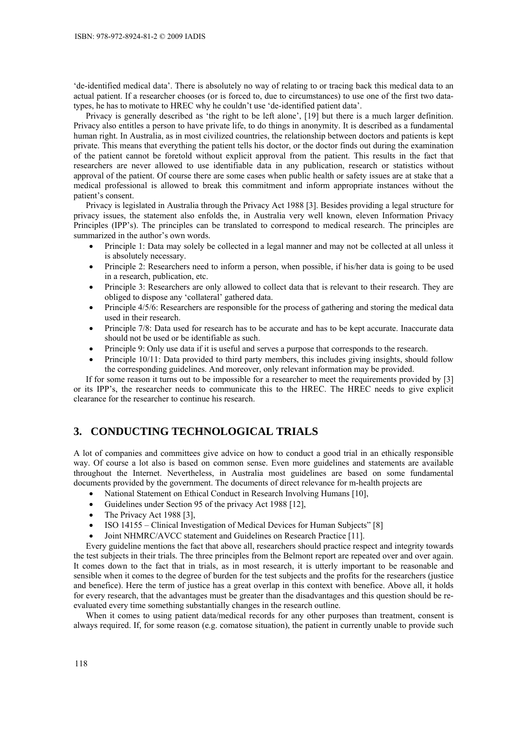'de-identified medical data'. There is absolutely no way of relating to or tracing back this medical data to an actual patient. If a researcher chooses (or is forced to, due to circumstances) to use one of the first two data-types, he has to motivate to HREC why he couldn't use 'de-identified patient data'.

Privacy is generally described as 'the right to be left alone', [19] but there is a much larger definition. Privacy also entitles a person to have private life, to do things in anonymity. It is described as a fundamental human right. In Australia, as in most civilized countries, the relationship between doctors and patients is kept private. This means that everything the patient tells his doctor, or the doctor finds out during the examination of the patient cannot be foretold without explicit approval from the patient. This results in the fact that researchers are never allowed to use identifiable data in any publication, research or statistics without approval of the patient. Of course there are some cases when public health or safety issues are at stake that a medical professional is allowed to break this commitment and inform appropriate instances without the patient's consent.

Privacy is legislated in Australia through the Privacy Act 1988 [3]. Besides providing a legal structure for privacy issues, the statement also enfolds the, in Australia very well known, eleven Information Privacy Principles (IPP's). The principles can be translated to correspond to medical research. The principles are summarized in the author's own words.

- Principle 1: Data may solely be collected in a legal manner and may not be collected at all unless it is absolutely necessary.
- Principle 2: Researchers need to inform a person, when possible, if his/her data is going to be used in a research, publication, etc.
- Principle 3: Researchers are only allowed to collect data that is relevant to their research. They are obliged to dispose any 'collateral' gathered data.
- Principle 4/5/6: Researchers are responsible for the process of gathering and storing the medical data used in their research.
- Principle 7/8: Data used for research has to be accurate and has to be kept accurate. Inaccurate data should not be used or be identifiable as such.
- Principle 9: Only use data if it is useful and serves a purpose that corresponds to the research.
- Principle 10/11: Data provided to third party members, this includes giving insights, should follow the corresponding guidelines. And moreover, only relevant information may be provided.

If for some reason it turns out to be impossible for a researcher to meet the requirements provided by [3] or its IPP's, the researcher needs to communicate this to the HREC. The HREC needs to give explicit clearance for the researcher to continue his research.

## 3. CONDUCTING TECHNOLOGICAL TRIALS

A lot of companies and committees give advice on how to conduct a good trial in an ethically responsible way. Of course a lot also is based on common sense. Even more guidelines and statements are available throughout the Internet. Nevertheless, in Australia most guidelines are based on some fundamental documents provided by the government. The documents of direct relevance for m-health projects are

- National Statement on Ethical Conduct in Research Involving Humans [10],
- Guidelines under Section 95 of the privacy Act 1988 [12],
- The Privacy Act 1988 [3],
- ISO 14155 – Clinical Investigation of Medical Devices for Human Subjects" [8]
- Joint NHMRC/AVCC statement and Guidelines on Research Practice [11].

Every guideline mentions the fact that above all, researchers should practice respect and integrity towards the test subjects in their trials. The three principles from the Belmont report are repeated over and over again. It comes down to the fact that in trials, as in most research, it is utterly important to be reasonable and sensible when it comes to the degree of burden for the test subjects and the profits for the researchers (justice and benefice). Here the term of justice has a great overlap in this context with benefice. Above all, it holds for every research, that the advantages must be greater than the disadvantages and this question should be re-evaluated every time something substantially changes in the research outline.

When it comes to using patient data/medical records for any other purposes than treatment, consent is always required. If, for some reason (e.g. comatose situation), the patient in currently unable to provide such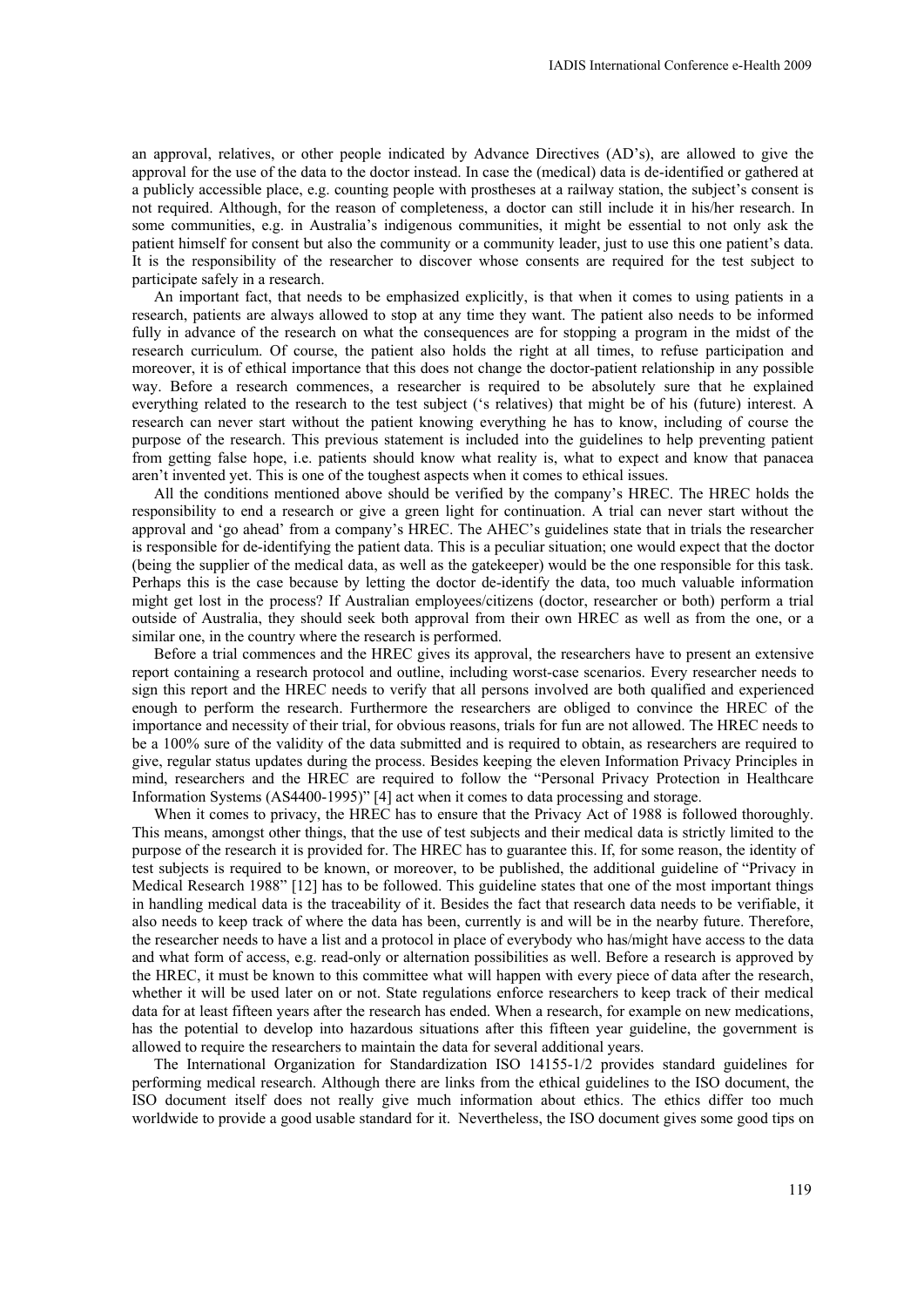an approval, relatives, or other people indicated by Advance Directives (AD's), are allowed to give the approval for the use of the data to the doctor instead. In case the (medical) data is de-identified or gathered at a publicly accessible place, e.g. counting people with prostheses at a railway station, the subject's consent is not required. Although, for the reason of completeness, a doctor can still include it in his/her research. In some communities, e.g. in Australia's indigenous communities, it might be essential to not only ask the patient himself for consent but also the community or a community leader, just to use this one patient's data. It is the responsibility of the researcher to discover whose consents are required for the test subject to participate safely in a research.

An important fact, that needs to be emphasized explicitly, is that when it comes to using patients in a research, patients are always allowed to stop at any time they want. The patient also needs to be informed fully in advance of the research on what the consequences are for stopping a program in the midst of the research curriculum. Of course, the patient also holds the right at all times, to refuse participation and moreover, it is of ethical importance that this does not change the doctor-patient relationship in any possible way. Before a research commences, a researcher is required to be absolutely sure that he explained everything related to the research to the test subject ('s relatives) that might be of his (future) interest. A research can never start without the patient knowing everything he has to know, including of course the purpose of the research. This previous statement is included into the guidelines to help preventing patient from getting false hope, i.e. patients should know what reality is, what to expect and know that panacea aren't invented yet. This is one of the toughest aspects when it comes to ethical issues.

All the conditions mentioned above should be verified by the company's HREC. The HREC holds the responsibility to end a research or give a green light for continuation. A trial can never start without the approval and 'go ahead' from a company's HREC. The AHEC's guidelines state that in trials the researcher is responsible for de-identifying the patient data. This is a peculiar situation; one would expect that the doctor (being the supplier of the medical data, as well as the gatekeeper) would be the one responsible for this task. Perhaps this is the case because by letting the doctor de-identify the data, too much valuable information might get lost in the process? If Australian employees/citizens (doctor, researcher or both) perform a trial outside of Australia, they should seek both approval from their own HREC as well as from the one, or a similar one, in the country where the research is performed.

Before a trial commences and the HREC gives its approval, the researchers have to present an extensive report containing a research protocol and outline, including worst-case scenarios. Every researcher needs to sign this report and the HREC needs to verify that all persons involved are both qualified and experienced enough to perform the research. Furthermore the researchers are obliged to convince the HREC of the importance and necessity of their trial, for obvious reasons, trials for fun are not allowed. The HREC needs to be a 100% sure of the validity of the data submitted and is required to obtain, as researchers are required to give, regular status updates during the process. Besides keeping the eleven Information Privacy Principles in mind, researchers and the HREC are required to follow the "Personal Privacy Protection in Healthcare Information Systems (AS4400-1995)" [4] act when it comes to data processing and storage.

When it comes to privacy, the HREC has to ensure that the Privacy Act of 1988 is followed thoroughly. This means, amongst other things, that the use of test subjects and their medical data is strictly limited to the purpose of the research it is provided for. The HREC has to guarantee this. If, for some reason, the identity of test subjects is required to be known, or moreover, to be published, the additional guideline of "Privacy in Medical Research 1988" [12] has to be followed. This guideline states that one of the most important things in handling medical data is the traceability of it. Besides the fact that research data needs to be verifiable, it also needs to keep track of where the data has been, currently is and will be in the nearby future. Therefore, the researcher needs to have a list and a protocol in place of everybody who has/might have access to the data and what form of access, e.g. read-only or alternation possibilities as well. Before a research is approved by the HREC, it must be known to this committee what will happen with every piece of data after the research, whether it will be used later on or not. State regulations enforce researchers to keep track of their medical data for at least fifteen years after the research has ended. When a research, for example on new medications, has the potential to develop into hazardous situations after this fifteen year guideline, the government is allowed to require the researchers to maintain the data for several additional years.

The International Organization for Standardization ISO 14155-1/2 provides standard guidelines for performing medical research. Although there are links from the ethical guidelines to the ISO document, the ISO document itself does not really give much information about ethics. The ethics differ too much worldwide to provide a good usable standard for it. Nevertheless, the ISO document gives some good tips on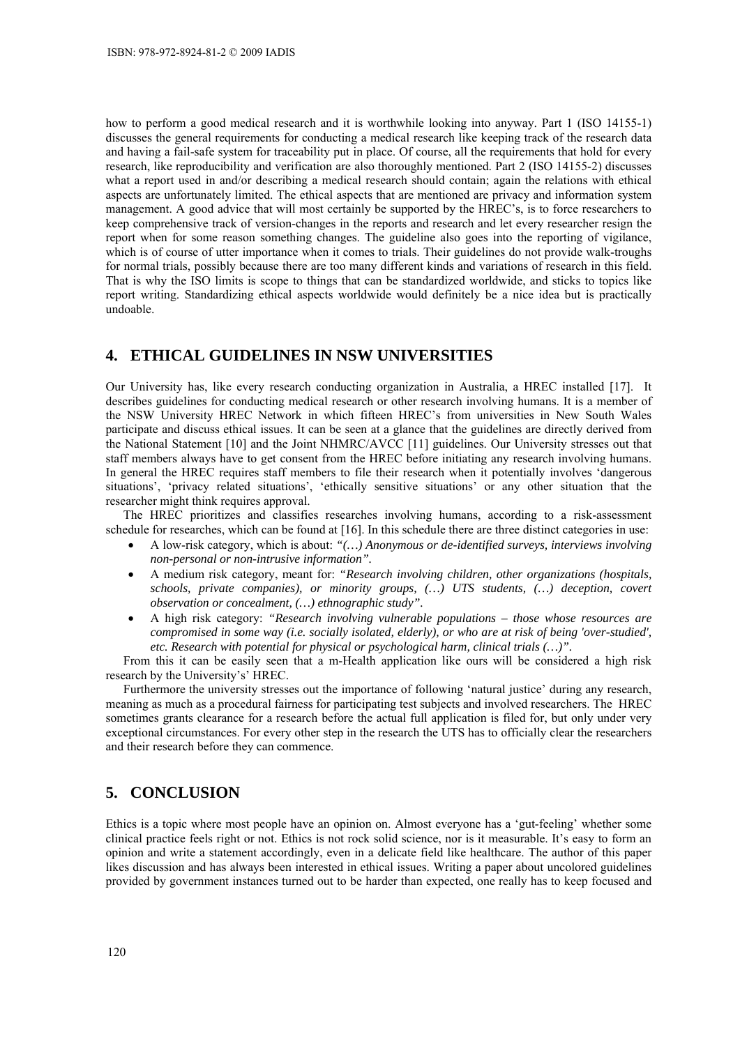how to perform a good medical research and it is worthwhile looking into anyway. Part 1 (ISO 14155-1) discusses the general requirements for conducting a medical research like keeping track of the research data and having a fail-safe system for traceability put in place. Of course, all the requirements that hold for every research, like reproducibility and verification are also thoroughly mentioned. Part 2 (ISO 14155-2) discusses what a report used in and/or describing a medical research should contain; again the relations with ethical aspects are unfortunately limited. The ethical aspects that are mentioned are privacy and information system management. A good advice that will most certainly be supported by the HREC's, is to force researchers to keep comprehensive track of version-changes in the reports and research and let every researcher resign the report when for some reason something changes. The guideline also goes into the reporting of vigilance, which is of course of utter importance when it comes to trials. Their guidelines do not provide walk-troughs for normal trials, possibly because there are too many different kinds and variations of research in this field. That is why the ISO limits is scope to things that can be standardized worldwide, and sticks to topics like report writing. Standardizing ethical aspects worldwide would definitely be a nice idea but is practically undoable.

## 4. ETHICAL GUIDELINES IN NSW UNIVERSITIES

Our University has, like every research conducting organization in Australia, a HREC installed [17]. It describes guidelines for conducting medical research or other research involving humans. It is a member of the NSW University HREC Network in which fifteen HREC's from universities in New South Wales participate and discuss ethical issues. It can be seen at a glance that the guidelines are directly derived from the National Statement [10] and the Joint NHMRC/AVCC [11] guidelines. Our University stresses out that staff members always have to get consent from the HREC before initiating any research involving humans. In general the HREC requires staff members to file their research when it potentially involves 'dangerous situations', 'privacy related situations', 'ethically sensitive situations' or any other situation that the researcher might think requires approval.

The HREC prioritizes and classifies researches involving humans, according to a risk-assessment schedule for researches, which can be found at [16]. In this schedule there are three distinct categories in use:

- A low-risk category, which is about: *"(…) Anonymous or de-identified surveys, interviews involving non-personal or non-intrusive information"*.
- A medium risk category, meant for: *"Research involving children, other organizations (hospitals, schools, private companies), or minority groups, (…) UTS students, (…) deception, covert observation or concealment, (…) ethnographic study"*.
- A high risk category: *"Research involving vulnerable populations – those whose resources are compromised in some way (i.e. socially isolated, elderly), or who are at risk of being 'over-studied', etc. Research with potential for physical or psychological harm, clinical trials (…)"*.

From this it can be easily seen that a m-Health application like ours will be considered a high risk research by the University's' HREC.

Furthermore the university stresses out the importance of following 'natural justice' during any research, meaning as much as a procedural fairness for participating test subjects and involved researchers. The HREC sometimes grants clearance for a research before the actual full application is filed for, but only under very exceptional circumstances. For every other step in the research the UTS has to officially clear the researchers and their research before they can commence.

## 5. CONCLUSION

Ethics is a topic where most people have an opinion on. Almost everyone has a 'gut-feeling' whether some clinical practice feels right or not. Ethics is not rock solid science, nor is it measurable. It's easy to form an opinion and write a statement accordingly, even in a delicate field like healthcare. The author of this paper likes discussion and has always been interested in ethical issues. Writing a paper about uncolored guidelines provided by government instances turned out to be harder than expected, one really has to keep focused and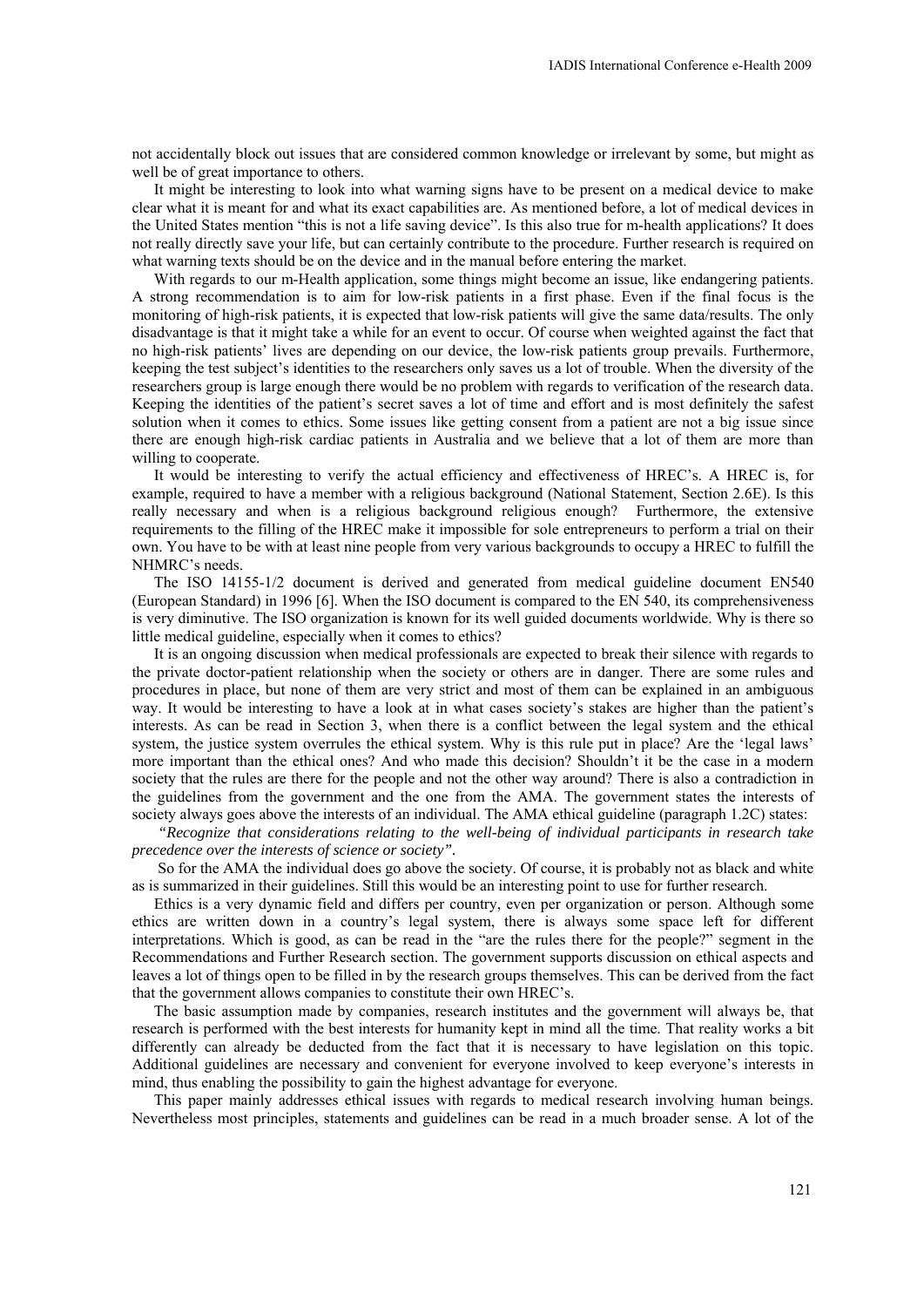not accidentally block out issues that are considered common knowledge or irrelevant by some, but might as well be of great importance to others.

It might be interesting to look into what warning signs have to be present on a medical device to make clear what it is meant for and what its exact capabilities are. As mentioned before, a lot of medical devices in the United States mention "this is not a life saving device". Is this also true for m-health applications? It does not really directly save your life, but can certainly contribute to the procedure. Further research is required on what warning texts should be on the device and in the manual before entering the market.

With regards to our m-Health application, some things might become an issue, like endangering patients. A strong recommendation is to aim for low-risk patients in a first phase. Even if the final focus is the monitoring of high-risk patients, it is expected that low-risk patients will give the same data/results. The only disadvantage is that it might take a while for an event to occur. Of course when weighted against the fact that no high-risk patients' lives are depending on our device, the low-risk patients group prevails. Furthermore, keeping the test subject's identities to the researchers only saves us a lot of trouble. When the diversity of the researchers group is large enough there would be no problem with regards to verification of the research data. Keeping the identities of the patient's secret saves a lot of time and effort and is most definitely the safest solution when it comes to ethics. Some issues like getting consent from a patient are not a big issue since there are enough high-risk cardiac patients in Australia and we believe that a lot of them are more than willing to cooperate.

It would be interesting to verify the actual efficiency and effectiveness of HREC's. A HREC is, for example, required to have a member with a religious background (National Statement, Section 2.6E). Is this really necessary and when is a religious background religious enough? Furthermore, the extensive requirements to the filling of the HREC make it impossible for sole entrepreneurs to perform a trial on their own. You have to be with at least nine people from very various backgrounds to occupy a HREC to fulfill the NHMRC's needs.

The ISO 14155-1/2 document is derived and generated from medical guideline document EN540 (European Standard) in 1996 [6]. When the ISO document is compared to the EN 540, its comprehensiveness is very diminutive. The ISO organization is known for its well guided documents worldwide. Why is there so little medical guideline, especially when it comes to ethics?

It is an ongoing discussion when medical professionals are expected to break their silence with regards to the private doctor-patient relationship when the society or others are in danger. There are some rules and procedures in place, but none of them are very strict and most of them can be explained in an ambiguous way. It would be interesting to have a look at in what cases society's stakes are higher than the patient's interests. As can be read in Section 3, when there is a conflict between the legal system and the ethical system, the justice system overrules the ethical system. Why is this rule put in place? Are the 'legal laws' more important than the ethical ones? And who made this decision? Shouldn't it be the case in a modern society that the rules are there for the people and not the other way around? There is also a contradiction in the guidelines from the government and the one from the AMA. The government states the interests of society always goes above the interests of an individual. The AMA ethical guideline (paragraph 1.2C) states:

*"Recognize that considerations relating to the well-being of individual participants in research take precedence over the interests of science or society".*

So for the AMA the individual does go above the society. Of course, it is probably not as black and white as is summarized in their guidelines. Still this would be an interesting point to use for further research.

Ethics is a very dynamic field and differs per country, even per organization or person. Although some ethics are written down in a country's legal system, there is always some space left for different interpretations. Which is good, as can be read in the "are the rules there for the people?" segment in the Recommendations and Further Research section. The government supports discussion on ethical aspects and leaves a lot of things open to be filled in by the research groups themselves. This can be derived from the fact that the government allows companies to constitute their own HREC's.

The basic assumption made by companies, research institutes and the government will always be, that research is performed with the best interests for humanity kept in mind all the time. That reality works a bit differently can already be deducted from the fact that it is necessary to have legislation on this topic. Additional guidelines are necessary and convenient for everyone involved to keep everyone's interests in mind, thus enabling the possibility to gain the highest advantage for everyone.

This paper mainly addresses ethical issues with regards to medical research involving human beings. Nevertheless most principles, statements and guidelines can be read in a much broader sense. A lot of the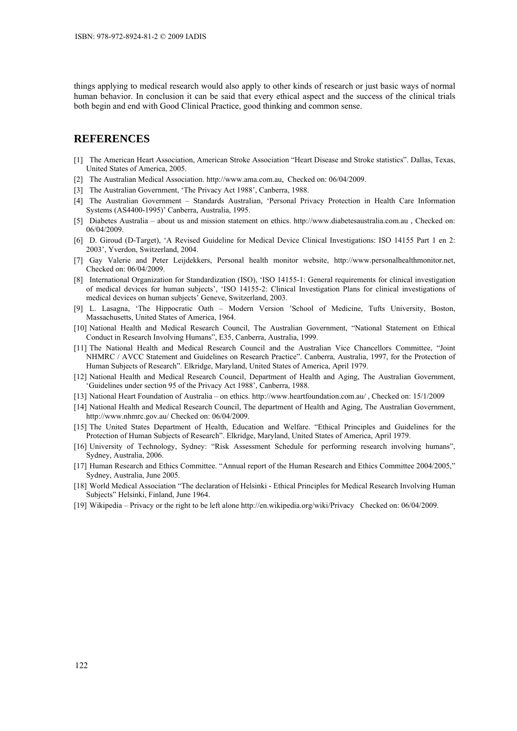things applying to medical research would also apply to other kinds of research or just basic ways of normal human behavior. In conclusion it can be said that every ethical aspect and the success of the clinical trials both begin and end with Good Clinical Practice, good thinking and common sense.

## REFERENCES

[1] The American Heart Association, American Stroke Association "Heart Disease and Stroke statistics". Dallas, Texas, United States of America, 2005.

[2] The Australian Medical Association. http://www.ama.com.au, Checked on: 06/04/2009.

[3] The Australian Government, 'The Privacy Act 1988', Canberra, 1988.

[4] The Australian Government – Standards Australian, 'Personal Privacy Protection in Health Care Information Systems (AS4400-1995)' Canberra, Australia, 1995.

[5] Diabetes Australia – about us and mission statement on ethics. http://www.diabetesaustralia.com.au , Checked on: 06/04/2009.

[6] D. Giroud (D-Target), 'A Revised Guideline for Medical Device Clinical Investigations: ISO 14155 Part 1 en 2: 2003', Yverdon, Switzerland, 2004.

[7] Gay Valerie and Peter Leijdekkers, Personal health monitor website, http://www.personalhealthmonitor.net, Checked on: 06/04/2009.

[8] International Organization for Standardization (ISO), 'ISO 14155-1: General requirements for clinical investigation of medical devices for human subjects', 'ISO 14155-2: Clinical Investigation Plans for clinical investigations of medical devices on human subjects' Geneve, Switzerland, 2003.

[9] L. Lasagna, 'The Hippocratic Oath – Modern Version 'School of Medicine, Tufts University, Boston, Massachusetts, United States of America, 1964.

[10] National Health and Medical Research Council, The Australian Government, "National Statement on Ethical Conduct in Research Involving Humans", E35, Canberra, Australia, 1999.

[11] The National Health and Medical Research Council and the Australian Vice Chancellors Committee, "Joint NHMRC / AVCC Statement and Guidelines on Research Practice". Canberra, Australia, 1997, for the Protection of Human Subjects of Research". Elkridge, Maryland, United States of America, April 1979.

[12] National Health and Medical Research Council, Department of Health and Aging, The Australian Government, 'Guidelines under section 95 of the Privacy Act 1988', Canberra, 1988.

[13] National Heart Foundation of Australia – on ethics. http://www.heartfoundation.com.au/ , Checked on: 15/1/2009

[14] National Health and Medical Research Council, The department of Health and Aging, The Australian Government, http://www.nhmrc.gov.au/ Checked on: 06/04/2009.

[15] The United States Department of Health, Education and Welfare. "Ethical Principles and Guidelines for the Protection of Human Subjects of Research". Elkridge, Maryland, United States of America, April 1979.

[16] University of Technology, Sydney: "Risk Assessment Schedule for performing research involving humans", Sydney, Australia, 2006.

[17] Human Research and Ethics Committee. "Annual report of the Human Research and Ethics Committee 2004/2005," Sydney, Australia, June 2005.

[18] World Medical Association "The declaration of Helsinki - Ethical Principles for Medical Research Involving Human Subjects" Helsinki, Finland, June 1964.

[19] Wikipedia – Privacy or the right to be left alone http://en.wikipedia.org/wiki/Privacy Checked on: 06/04/2009.